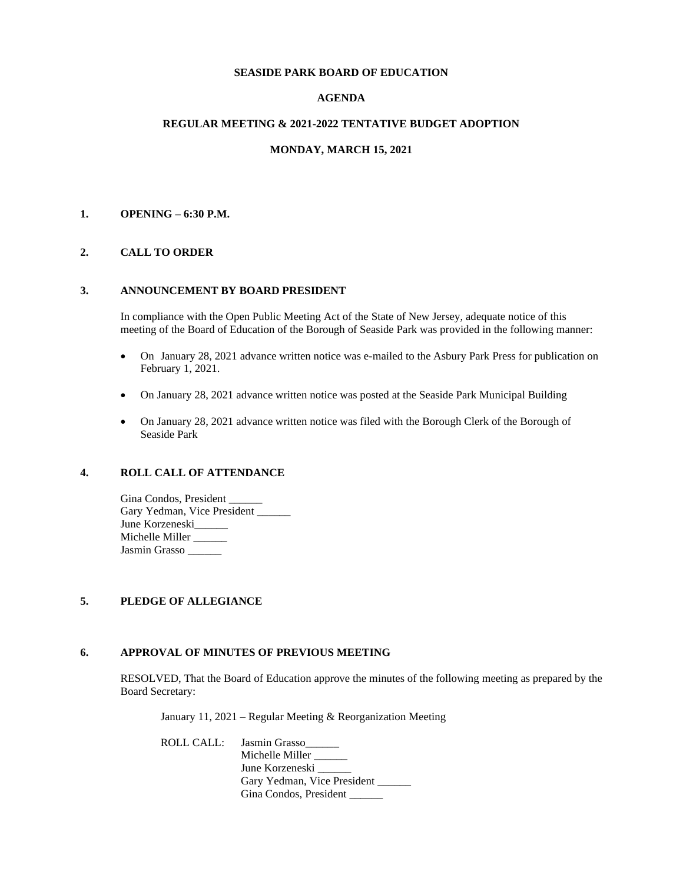# SEASIDE PARK BOARD OF EDUCATION

## AGENDA

## REGULAR MEETING & 2021-2022 TENTATIVE BUDGET ADOPTION

## MONDAY, MARCH 15, 2021

**1. OPENING – 6:30 P.M.**

**2. CALL TO ORDER**

**3. ANNOUNCEMENT BY BOARD PRESIDENT**

In compliance with the Open Public Meeting Act of the State of New Jersey, adequate notice of this meeting of the Board of Education of the Borough of Seaside Park was provided in the following manner:

- On January 28, 2021 advance written notice was e-mailed to the Asbury Park Press for publication on February 1, 2021.
- On January 28, 2021 advance written notice was posted at the Seaside Park Municipal Building
- On January 28, 2021 advance written notice was filed with the Borough Clerk of the Borough of Seaside Park

**4. ROLL CALL OF ATTENDANCE**

Gina Condos, President ______
Gary Yedman, Vice President ______
June Korzeneski______
Michelle Miller ______
Jasmin Grasso ______

**5. PLEDGE OF ALLEGIANCE**

**6. APPROVAL OF MINUTES OF PREVIOUS MEETING**

RESOLVED, That the Board of Education approve the minutes of the following meeting as prepared by the Board Secretary:

January 11, 2021 – Regular Meeting & Reorganization Meeting

ROLL CALL: Jasmin Grasso______
Michelle Miller ______
June Korzeneski ______
Gary Yedman, Vice President ______
Gina Condos, President ______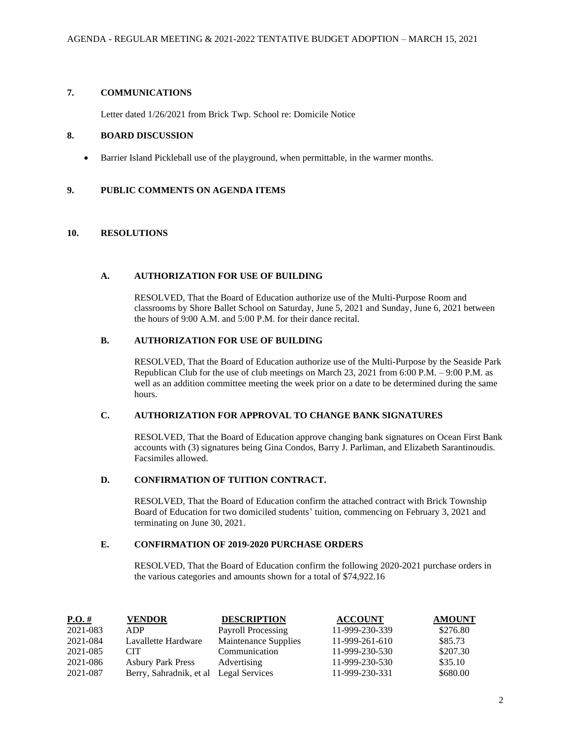## 7. COMMUNICATIONS

Letter dated 1/26/2021 from Brick Twp. School re: Domicile Notice

## 8. BOARD DISCUSSION

- Barrier Island Pickleball use of the playground, when permittable, in the warmer months.

## 9. PUBLIC COMMENTS ON AGENDA ITEMS

## 10. RESOLUTIONS

### A. AUTHORIZATION FOR USE OF BUILDING

RESOLVED, That the Board of Education authorize use of the Multi-Purpose Room and classrooms by Shore Ballet School on Saturday, June 5, 2021 and Sunday, June 6, 2021 between the hours of 9:00 A.M. and 5:00 P.M. for their dance recital.

### B. AUTHORIZATION FOR USE OF BUILDING

RESOLVED, That the Board of Education authorize use of the Multi-Purpose by the Seaside Park Republican Club for the use of club meetings on March 23, 2021 from 6:00 P.M. – 9:00 P.M. as well as an addition committee meeting the week prior on a date to be determined during the same hours.

### C. AUTHORIZATION FOR APPROVAL TO CHANGE BANK SIGNATURES

RESOLVED, That the Board of Education approve changing bank signatures on Ocean First Bank accounts with (3) signatures being Gina Condos, Barry J. Parliman, and Elizabeth Sarantinoudis. Facsimiles allowed.

### D. CONFIRMATION OF TUITION CONTRACT.

RESOLVED, That the Board of Education confirm the attached contract with Brick Township Board of Education for two domiciled students' tuition, commencing on February 3, 2021 and terminating on June 30, 2021.

### E. CONFIRMATION OF 2019-2020 PURCHASE ORDERS

RESOLVED, That the Board of Education confirm the following 2020-2021 purchase orders in the various categories and amounts shown for a total of $74,922.16

| P.O. # | VENDOR | DESCRIPTION | ACCOUNT | AMOUNT |
|---|---|---|---|---|
| 2021-083 | ADP | Payroll Processing | 11-999-230-339 | $276.80 |
| 2021-084 | Lavallette Hardware | Maintenance Supplies | 11-999-261-610 | $85.73 |
| 2021-085 | CIT | Communication | 11-999-230-530 | $207.30 |
| 2021-086 | Asbury Park Press | Advertising | 11-999-230-530 | $35.10 |
| 2021-087 | Berry, Sahradnik, et al | Legal Services | 11-999-230-331 | $680.00 |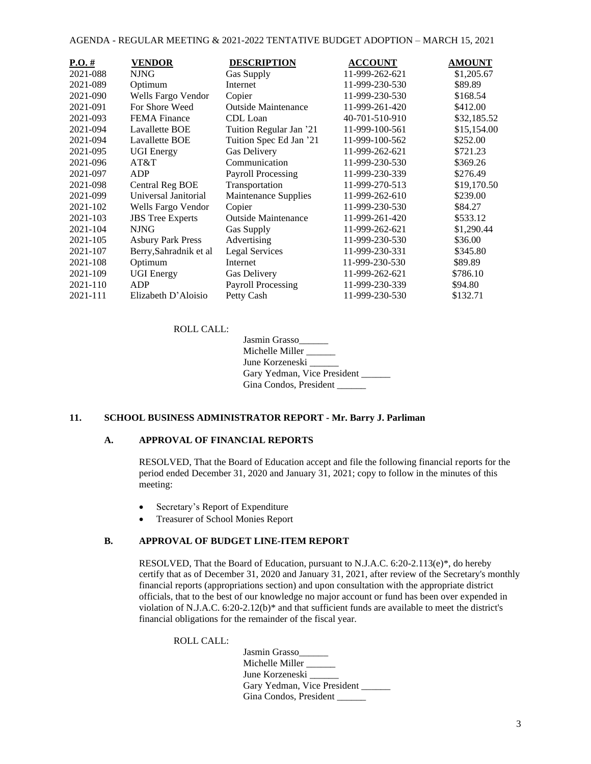| P.O. # | VENDOR | DESCRIPTION | ACCOUNT | AMOUNT |
|---|---|---|---|---|
| 2021-088 | NJNG | Gas Supply | 11-999-262-621 | $1,205.67 |
| 2021-089 | Optimum | Internet | 11-999-230-530 | $89.89 |
| 2021-090 | Wells Fargo Vendor | Copier | 11-999-230-530 | $168.54 |
| 2021-091 | For Shore Weed | Outside Maintenance | 11-999-261-420 | $412.00 |
| 2021-093 | FEMA Finance | CDL Loan | 40-701-510-910 | $32,185.52 |
| 2021-094 | Lavallette BOE | Tuition Regular Jan '21 | 11-999-100-561 | $15,154.00 |
| 2021-094 | Lavallette BOE | Tuition Spec Ed Jan '21 | 11-999-100-562 | $252.00 |
| 2021-095 | UGI Energy | Gas Delivery | 11-999-262-621 | $721.23 |
| 2021-096 | AT&T | Communication | 11-999-230-530 | $369.26 |
| 2021-097 | ADP | Payroll Processing | 11-999-230-339 | $276.49 |
| 2021-098 | Central Reg BOE | Transportation | 11-999-270-513 | $19,170.50 |
| 2021-099 | Universal Janitorial | Maintenance Supplies | 11-999-262-610 | $239.00 |
| 2021-102 | Wells Fargo Vendor | Copier | 11-999-230-530 | $84.27 |
| 2021-103 | JBS Tree Experts | Outside Maintenance | 11-999-261-420 | $533.12 |
| 2021-104 | NJNG | Gas Supply | 11-999-262-621 | $1,290.44 |
| 2021-105 | Asbury Park Press | Advertising | 11-999-230-530 | $36.00 |
| 2021-107 | Berry,Sahradnik et al | Legal Services | 11-999-230-331 | $345.80 |
| 2021-108 | Optimum | Internet | 11-999-230-530 | $89.89 |
| 2021-109 | UGI Energy | Gas Delivery | 11-999-262-621 | $786.10 |
| 2021-110 | ADP | Payroll Processing | 11-999-230-339 | $94.80 |
| 2021-111 | Elizabeth D'Aloisio | Petty Cash | 11-999-230-530 | $132.71 |

ROLL CALL:

Jasmin Grasso______
Michelle Miller ______
June Korzeneski ______
Gary Yedman, Vice President ______
Gina Condos, President ______

## 11. SCHOOL BUSINESS ADMINISTRATOR REPORT - Mr. Barry J. Parliman

### A. APPROVAL OF FINANCIAL REPORTS

RESOLVED, That the Board of Education accept and file the following financial reports for the period ended December 31, 2020 and January 31, 2021; copy to follow in the minutes of this meeting:

- Secretary's Report of Expenditure
- Treasurer of School Monies Report

### B. APPROVAL OF BUDGET LINE-ITEM REPORT

RESOLVED, That the Board of Education, pursuant to N.J.A.C. 6:20-2.113(e)*, do hereby certify that as of December 31, 2020 and January 31, 2021, after review of the Secretary's monthly financial reports (appropriations section) and upon consultation with the appropriate district officials, that to the best of our knowledge no major account or fund has been over expended in violation of N.J.A.C. 6:20-2.12(b)* and that sufficient funds are available to meet the district's financial obligations for the remainder of the fiscal year.

ROLL CALL:

Jasmin Grasso______
Michelle Miller ______
June Korzeneski ______
Gary Yedman, Vice President ______
Gina Condos, President ______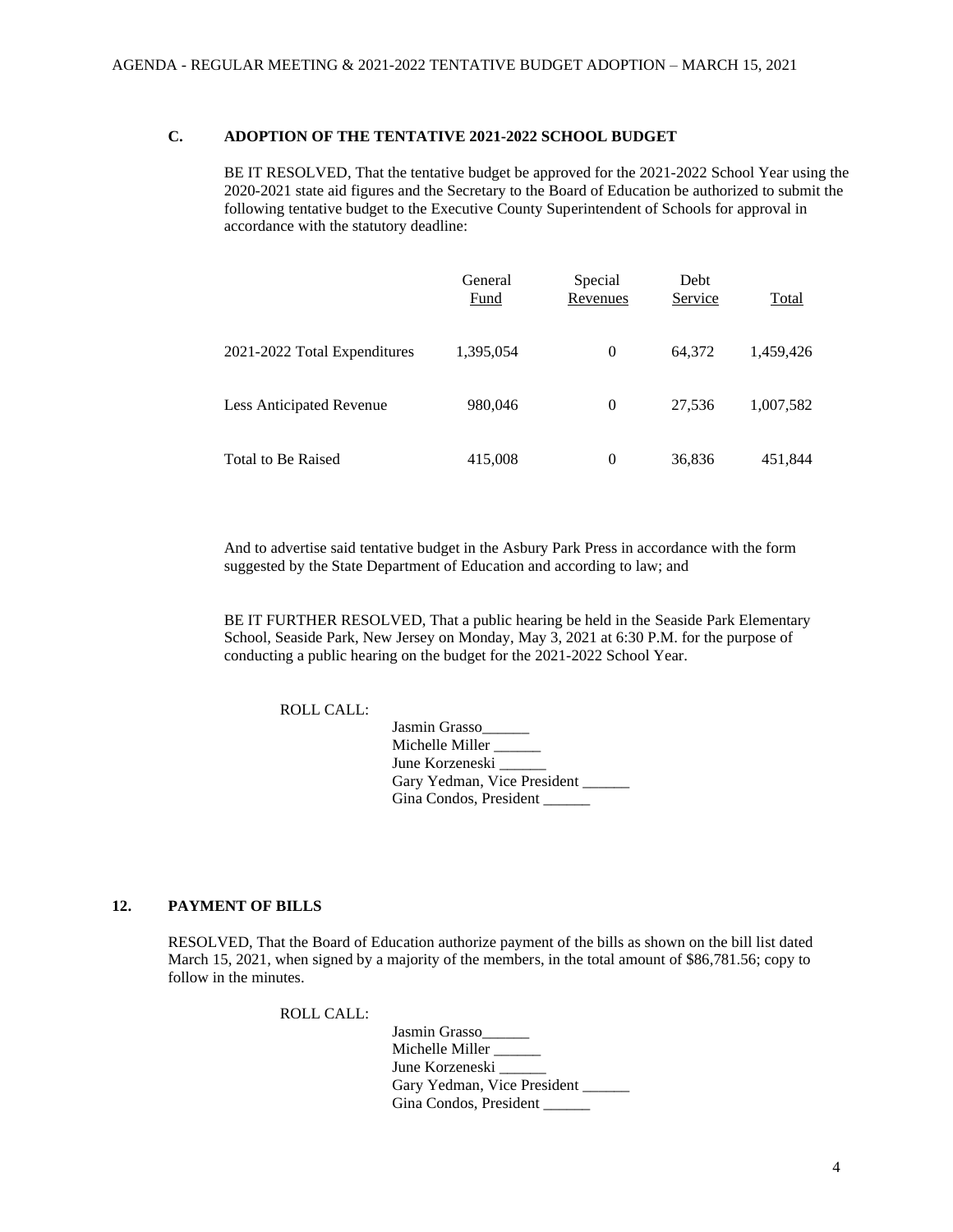### C. ADOPTION OF THE TENTATIVE 2021-2022 SCHOOL BUDGET

BE IT RESOLVED, That the tentative budget be approved for the 2021-2022 School Year using the 2020-2021 state aid figures and the Secretary to the Board of Education be authorized to submit the following tentative budget to the Executive County Superintendent of Schools for approval in accordance with the statutory deadline:

| | General Fund | Special Revenues | Debt Service | Total |
|---|---|---|---|---|
| 2021-2022 Total Expenditures | 1,395,054 | 0 | 64,372 | 1,459,426 |
| Less Anticipated Revenue | 980,046 | 0 | 27,536 | 1,007,582 |
| Total to Be Raised | 415,008 | 0 | 36,836 | 451,844 |

And to advertise said tentative budget in the Asbury Park Press in accordance with the form suggested by the State Department of Education and according to law; and

BE IT FURTHER RESOLVED, That a public hearing be held in the Seaside Park Elementary School, Seaside Park, New Jersey on Monday, May 3, 2021 at 6:30 P.M. for the purpose of conducting a public hearing on the budget for the 2021-2022 School Year.

ROLL CALL:

Jasmin Grasso______
Michelle Miller ______
June Korzeneski ______
Gary Yedman, Vice President ______
Gina Condos, President ______

## 12. PAYMENT OF BILLS

RESOLVED, That the Board of Education authorize payment of the bills as shown on the bill list dated March 15, 2021, when signed by a majority of the members, in the total amount of $86,781.56; copy to follow in the minutes.

ROLL CALL:

Jasmin Grasso______
Michelle Miller ______
June Korzeneski ______
Gary Yedman, Vice President ______
Gina Condos, President ______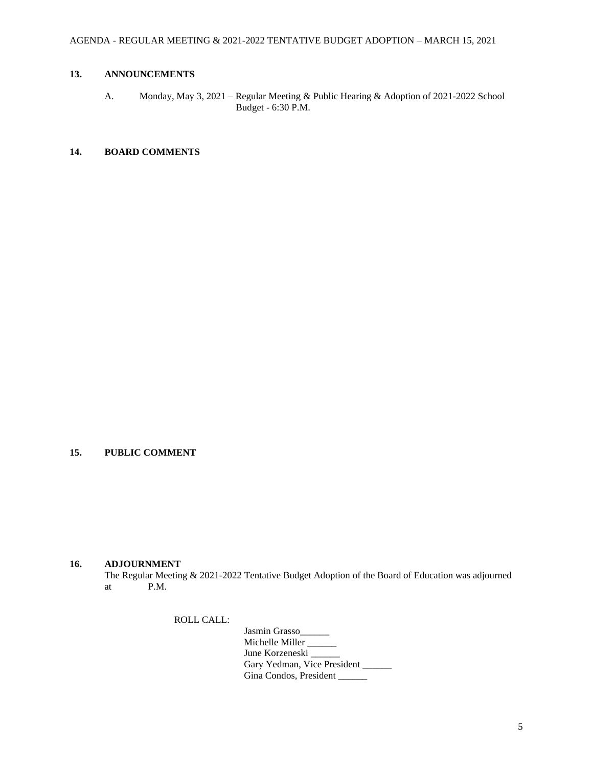## 13. ANNOUNCEMENTS

A. Monday, May 3, 2021 – Regular Meeting & Public Hearing & Adoption of 2021-2022 School Budget - 6:30 P.M.

## 14. BOARD COMMENTS

## 15. PUBLIC COMMENT

## 16. ADJOURNMENT

The Regular Meeting & 2021-2022 Tentative Budget Adoption of the Board of Education was adjourned at P.M.

ROLL CALL:

Jasmin Grasso______
Michelle Miller ______
June Korzeneski ______
Gary Yedman, Vice President ______
Gina Condos, President ______